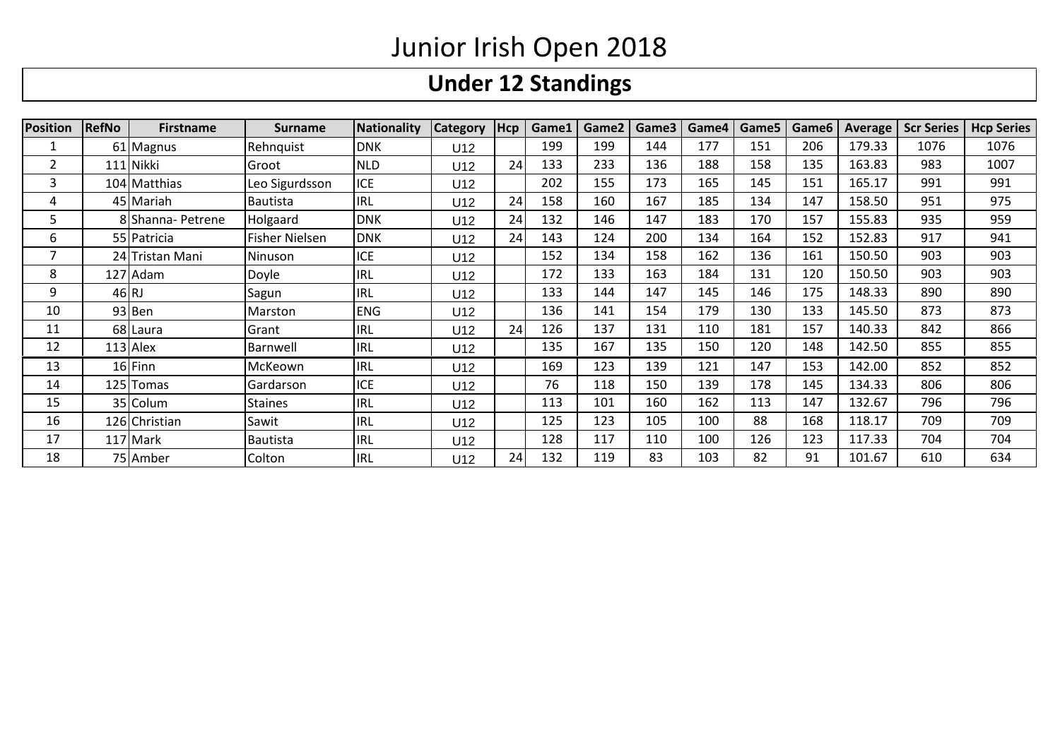# Junior Irish Open 2018

## Under 12 Standings

| Position | RefNo | Firstname | Surname | Nationality | Category | Hcp | Game1 | Game2 | Game3 | Game4 | Game5 | Game6 | Average | Scr Series | Hcp Series |
|---|---|---|---|---|---|---|---|---|---|---|---|---|---|---|---|
| 1 | 61 | Magnus | Rehnquist | DNK | U12 | | 199 | 199 | 144 | 177 | 151 | 206 | 179.33 | 1076 | 1076 |
| 2 | 111 | Nikki | Groot | NLD | U12 | 24 | 133 | 233 | 136 | 188 | 158 | 135 | 163.83 | 983 | 1007 |
| 3 | 104 | Matthias | Leo Sigurdsson | ICE | U12 | | 202 | 155 | 173 | 165 | 145 | 151 | 165.17 | 991 | 991 |
| 4 | 45 | Mariah | Bautista | IRL | U12 | 24 | 158 | 160 | 167 | 185 | 134 | 147 | 158.50 | 951 | 975 |
| 5 | 8 | Shanna- Petrene | Holgaard | DNK | U12 | 24 | 132 | 146 | 147 | 183 | 170 | 157 | 155.83 | 935 | 959 |
| 6 | 55 | Patricia | Fisher Nielsen | DNK | U12 | 24 | 143 | 124 | 200 | 134 | 164 | 152 | 152.83 | 917 | 941 |
| 7 | 24 | Tristan Mani | Ninuson | ICE | U12 | | 152 | 134 | 158 | 162 | 136 | 161 | 150.50 | 903 | 903 |
| 8 | 127 | Adam | Doyle | IRL | U12 | | 172 | 133 | 163 | 184 | 131 | 120 | 150.50 | 903 | 903 |
| 9 | 46 | RJ | Sagun | IRL | U12 | | 133 | 144 | 147 | 145 | 146 | 175 | 148.33 | 890 | 890 |
| 10 | 93 | Ben | Marston | ENG | U12 | | 136 | 141 | 154 | 179 | 130 | 133 | 145.50 | 873 | 873 |
| 11 | 68 | Laura | Grant | IRL | U12 | 24 | 126 | 137 | 131 | 110 | 181 | 157 | 140.33 | 842 | 866 |
| 12 | 113 | Alex | Barnwell | IRL | U12 | | 135 | 167 | 135 | 150 | 120 | 148 | 142.50 | 855 | 855 |
| 13 | 16 | Finn | McKeown | IRL | U12 | | 169 | 123 | 139 | 121 | 147 | 153 | 142.00 | 852 | 852 |
| 14 | 125 | Tomas | Gardarson | ICE | U12 | | 76 | 118 | 150 | 139 | 178 | 145 | 134.33 | 806 | 806 |
| 15 | 35 | Colum | Staines | IRL | U12 | | 113 | 101 | 160 | 162 | 113 | 147 | 132.67 | 796 | 796 |
| 16 | 126 | Christian | Sawit | IRL | U12 | | 125 | 123 | 105 | 100 | 88 | 168 | 118.17 | 709 | 709 |
| 17 | 117 | Mark | Bautista | IRL | U12 | | 128 | 117 | 110 | 100 | 126 | 123 | 117.33 | 704 | 704 |
| 18 | 75 | Amber | Colton | IRL | U12 | 24 | 132 | 119 | 83 | 103 | 82 | 91 | 101.67 | 610 | 634 |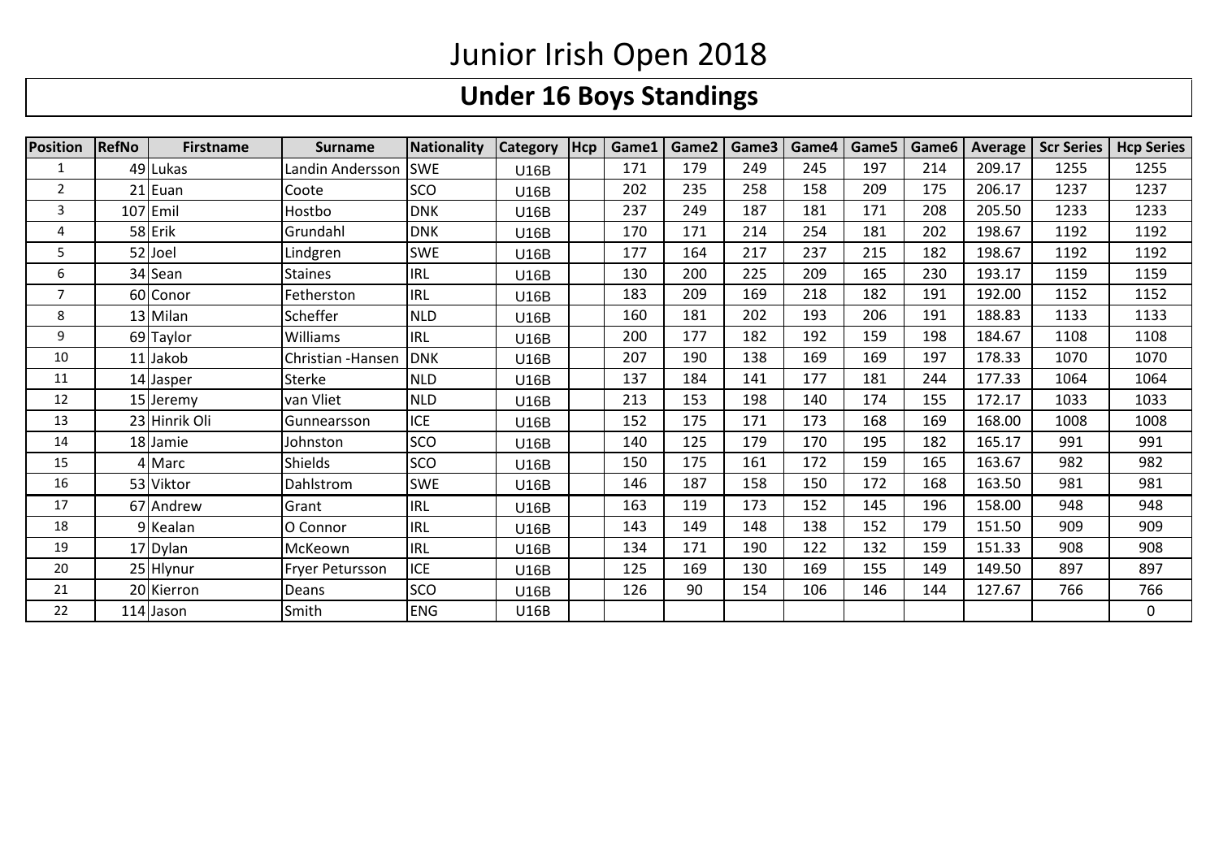# Junior Irish Open 2018

## Under 16 Boys Standings

| Position | RefNo | Firstname | Surname | Nationality | Category | Hcp | Game1 | Game2 | Game3 | Game4 | Game5 | Game6 | Average | Scr Series | Hcp Series |
|---|---|---|---|---|---|---|---|---|---|---|---|---|---|---|---|
| 1 | 49 | Lukas | Landin Andersson | SWE | U16B | | 171 | 179 | 249 | 245 | 197 | 214 | 209.17 | 1255 | 1255 |
| 2 | 21 | Euan | Coote | SCO | U16B | | 202 | 235 | 258 | 158 | 209 | 175 | 206.17 | 1237 | 1237 |
| 3 | 107 | Emil | Hostbo | DNK | U16B | | 237 | 249 | 187 | 181 | 171 | 208 | 205.50 | 1233 | 1233 |
| 4 | 58 | Erik | Grundahl | DNK | U16B | | 170 | 171 | 214 | 254 | 181 | 202 | 198.67 | 1192 | 1192 |
| 5 | 52 | Joel | Lindgren | SWE | U16B | | 177 | 164 | 217 | 237 | 215 | 182 | 198.67 | 1192 | 1192 |
| 6 | 34 | Sean | Staines | IRL | U16B | | 130 | 200 | 225 | 209 | 165 | 230 | 193.17 | 1159 | 1159 |
| 7 | 60 | Conor | Fetherston | IRL | U16B | | 183 | 209 | 169 | 218 | 182 | 191 | 192.00 | 1152 | 1152 |
| 8 | 13 | Milan | Scheffer | NLD | U16B | | 160 | 181 | 202 | 193 | 206 | 191 | 188.83 | 1133 | 1133 |
| 9 | 69 | Taylor | Williams | IRL | U16B | | 200 | 177 | 182 | 192 | 159 | 198 | 184.67 | 1108 | 1108 |
| 10 | 11 | Jakob | Christian -Hansen | DNK | U16B | | 207 | 190 | 138 | 169 | 169 | 197 | 178.33 | 1070 | 1070 |
| 11 | 14 | Jasper | Sterke | NLD | U16B | | 137 | 184 | 141 | 177 | 181 | 244 | 177.33 | 1064 | 1064 |
| 12 | 15 | Jeremy | van Vliet | NLD | U16B | | 213 | 153 | 198 | 140 | 174 | 155 | 172.17 | 1033 | 1033 |
| 13 | 23 | Hinrik Oli | Gunnearsson | ICE | U16B | | 152 | 175 | 171 | 173 | 168 | 169 | 168.00 | 1008 | 1008 |
| 14 | 18 | Jamie | Johnston | SCO | U16B | | 140 | 125 | 179 | 170 | 195 | 182 | 165.17 | 991 | 991 |
| 15 | 4 | Marc | Shields | SCO | U16B | | 150 | 175 | 161 | 172 | 159 | 165 | 163.67 | 982 | 982 |
| 16 | 53 | Viktor | Dahlstrom | SWE | U16B | | 146 | 187 | 158 | 150 | 172 | 168 | 163.50 | 981 | 981 |
| 17 | 67 | Andrew | Grant | IRL | U16B | | 163 | 119 | 173 | 152 | 145 | 196 | 158.00 | 948 | 948 |
| 18 | 9 | Kealan | O Connor | IRL | U16B | | 143 | 149 | 148 | 138 | 152 | 179 | 151.50 | 909 | 909 |
| 19 | 17 | Dylan | McKeown | IRL | U16B | | 134 | 171 | 190 | 122 | 132 | 159 | 151.33 | 908 | 908 |
| 20 | 25 | Hlynur | Fryer Petursson | ICE | U16B | | 125 | 169 | 130 | 169 | 155 | 149 | 149.50 | 897 | 897 |
| 21 | 20 | Kierron | Deans | SCO | U16B | | 126 | 90 | 154 | 106 | 146 | 144 | 127.67 | 766 | 766 |
| 22 | 114 | Jason | Smith | ENG | U16B | | | | | | | | | | 0 |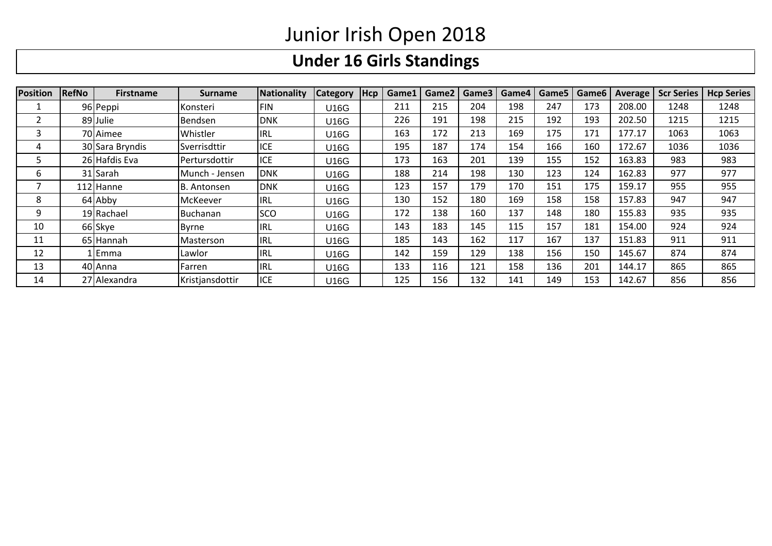# Junior Irish Open 2018

## Under 16 Girls Standings

| Position | RefNo | Firstname | Surname | Nationality | Category | Hcp | Game1 | Game2 | Game3 | Game4 | Game5 | Game6 | Average | Scr Series | Hcp Series |
|---|---|---|---|---|---|---|---|---|---|---|---|---|---|---|---|
| 1 | 96 | Peppi | Konsteri | FIN | U16G | | 211 | 215 | 204 | 198 | 247 | 173 | 208.00 | 1248 | 1248 |
| 2 | 89 | Julie | Bendsen | DNK | U16G | | 226 | 191 | 198 | 215 | 192 | 193 | 202.50 | 1215 | 1215 |
| 3 | 70 | Aimee | Whistler | IRL | U16G | | 163 | 172 | 213 | 169 | 175 | 171 | 177.17 | 1063 | 1063 |
| 4 | 30 | Sara Bryndis | Sverrisdttir | ICE | U16G | | 195 | 187 | 174 | 154 | 166 | 160 | 172.67 | 1036 | 1036 |
| 5 | 26 | Hafdis Eva | Pertursdottir | ICE | U16G | | 173 | 163 | 201 | 139 | 155 | 152 | 163.83 | 983 | 983 |
| 6 | 31 | Sarah | Munch - Jensen | DNK | U16G | | 188 | 214 | 198 | 130 | 123 | 124 | 162.83 | 977 | 977 |
| 7 | 112 | Hanne | B. Antonsen | DNK | U16G | | 123 | 157 | 179 | 170 | 151 | 175 | 159.17 | 955 | 955 |
| 8 | 64 | Abby | McKeever | IRL | U16G | | 130 | 152 | 180 | 169 | 158 | 158 | 157.83 | 947 | 947 |
| 9 | 19 | Rachael | Buchanan | SCO | U16G | | 172 | 138 | 160 | 137 | 148 | 180 | 155.83 | 935 | 935 |
| 10 | 66 | Skye | Byrne | IRL | U16G | | 143 | 183 | 145 | 115 | 157 | 181 | 154.00 | 924 | 924 |
| 11 | 65 | Hannah | Masterson | IRL | U16G | | 185 | 143 | 162 | 117 | 167 | 137 | 151.83 | 911 | 911 |
| 12 | 1 | Emma | Lawlor | IRL | U16G | | 142 | 159 | 129 | 138 | 156 | 150 | 145.67 | 874 | 874 |
| 13 | 40 | Anna | Farren | IRL | U16G | | 133 | 116 | 121 | 158 | 136 | 201 | 144.17 | 865 | 865 |
| 14 | 27 | Alexandra | Kristjansdottir | ICE | U16G | | 125 | 156 | 132 | 141 | 149 | 153 | 142.67 | 856 | 856 |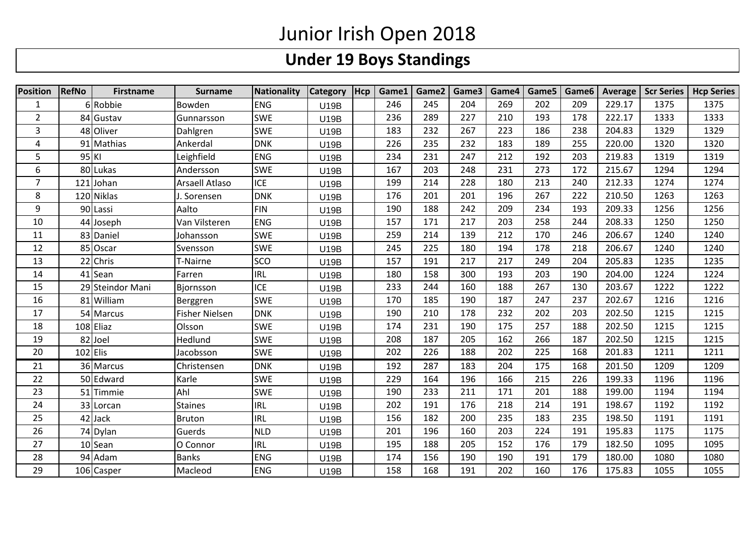# Junior Irish Open 2018

## Under 19 Boys Standings

| Position | RefNo | Firstname | Surname | Nationality | Category | Hcp | Game1 | Game2 | Game3 | Game4 | Game5 | Game6 | Average | Scr Series | Hcp Series |
|---|---|---|---|---|---|---|---|---|---|---|---|---|---|---|---|
| 1 | 6 | Robbie | Bowden | ENG | U19B | | 246 | 245 | 204 | 269 | 202 | 209 | 229.17 | 1375 | 1375 |
| 2 | 84 | Gustav | Gunnarsson | SWE | U19B | | 236 | 289 | 227 | 210 | 193 | 178 | 222.17 | 1333 | 1333 |
| 3 | 48 | Oliver | Dahlgren | SWE | U19B | | 183 | 232 | 267 | 223 | 186 | 238 | 204.83 | 1329 | 1329 |
| 4 | 91 | Mathias | Ankerdal | DNK | U19B | | 226 | 235 | 232 | 183 | 189 | 255 | 220.00 | 1320 | 1320 |
| 5 | 95 | KI | Leighfield | ENG | U19B | | 234 | 231 | 247 | 212 | 192 | 203 | 219.83 | 1319 | 1319 |
| 6 | 80 | Lukas | Andersson | SWE | U19B | | 167 | 203 | 248 | 231 | 273 | 172 | 215.67 | 1294 | 1294 |
| 7 | 121 | Johan | Arsaell Atlaso | ICE | U19B | | 199 | 214 | 228 | 180 | 213 | 240 | 212.33 | 1274 | 1274 |
| 8 | 120 | Niklas | J. Sorensen | DNK | U19B | | 176 | 201 | 201 | 196 | 267 | 222 | 210.50 | 1263 | 1263 |
| 9 | 90 | Lassi | Aalto | FIN | U19B | | 190 | 188 | 242 | 209 | 234 | 193 | 209.33 | 1256 | 1256 |
| 10 | 44 | Joseph | Van Vilsteren | ENG | U19B | | 157 | 171 | 217 | 203 | 258 | 244 | 208.33 | 1250 | 1250 |
| 11 | 83 | Daniel | Johansson | SWE | U19B | | 259 | 214 | 139 | 212 | 170 | 246 | 206.67 | 1240 | 1240 |
| 12 | 85 | Oscar | Svensson | SWE | U19B | | 245 | 225 | 180 | 194 | 178 | 218 | 206.67 | 1240 | 1240 |
| 13 | 22 | Chris | T-Nairne | SCO | U19B | | 157 | 191 | 217 | 217 | 249 | 204 | 205.83 | 1235 | 1235 |
| 14 | 41 | Sean | Farren | IRL | U19B | | 180 | 158 | 300 | 193 | 203 | 190 | 204.00 | 1224 | 1224 |
| 15 | 29 | Steindor Mani | Bjornsson | ICE | U19B | | 233 | 244 | 160 | 188 | 267 | 130 | 203.67 | 1222 | 1222 |
| 16 | 81 | William | Berggren | SWE | U19B | | 170 | 185 | 190 | 187 | 247 | 237 | 202.67 | 1216 | 1216 |
| 17 | 54 | Marcus | Fisher Nielsen | DNK | U19B | | 190 | 210 | 178 | 232 | 202 | 203 | 202.50 | 1215 | 1215 |
| 18 | 108 | Eliaz | Olsson | SWE | U19B | | 174 | 231 | 190 | 175 | 257 | 188 | 202.50 | 1215 | 1215 |
| 19 | 82 | Joel | Hedlund | SWE | U19B | | 208 | 187 | 205 | 162 | 266 | 187 | 202.50 | 1215 | 1215 |
| 20 | 102 | Elis | Jacobsson | SWE | U19B | | 202 | 226 | 188 | 202 | 225 | 168 | 201.83 | 1211 | 1211 |
| 21 | 36 | Marcus | Christensen | DNK | U19B | | 192 | 287 | 183 | 204 | 175 | 168 | 201.50 | 1209 | 1209 |
| 22 | 50 | Edward | Karle | SWE | U19B | | 229 | 164 | 196 | 166 | 215 | 226 | 199.33 | 1196 | 1196 |
| 23 | 51 | Timmie | Ahl | SWE | U19B | | 190 | 233 | 211 | 171 | 201 | 188 | 199.00 | 1194 | 1194 |
| 24 | 33 | Lorcan | Staines | IRL | U19B | | 202 | 191 | 176 | 218 | 214 | 191 | 198.67 | 1192 | 1192 |
| 25 | 42 | Jack | Bruton | IRL | U19B | | 156 | 182 | 200 | 235 | 183 | 235 | 198.50 | 1191 | 1191 |
| 26 | 74 | Dylan | Guerds | NLD | U19B | | 201 | 196 | 160 | 203 | 224 | 191 | 195.83 | 1175 | 1175 |
| 27 | 10 | Sean | O Connor | IRL | U19B | | 195 | 188 | 205 | 152 | 176 | 179 | 182.50 | 1095 | 1095 |
| 28 | 94 | Adam | Banks | ENG | U19B | | 174 | 156 | 190 | 190 | 191 | 179 | 180.00 | 1080 | 1080 |
| 29 | 106 | Casper | Macleod | ENG | U19B | | 158 | 168 | 191 | 202 | 160 | 176 | 175.83 | 1055 | 1055 |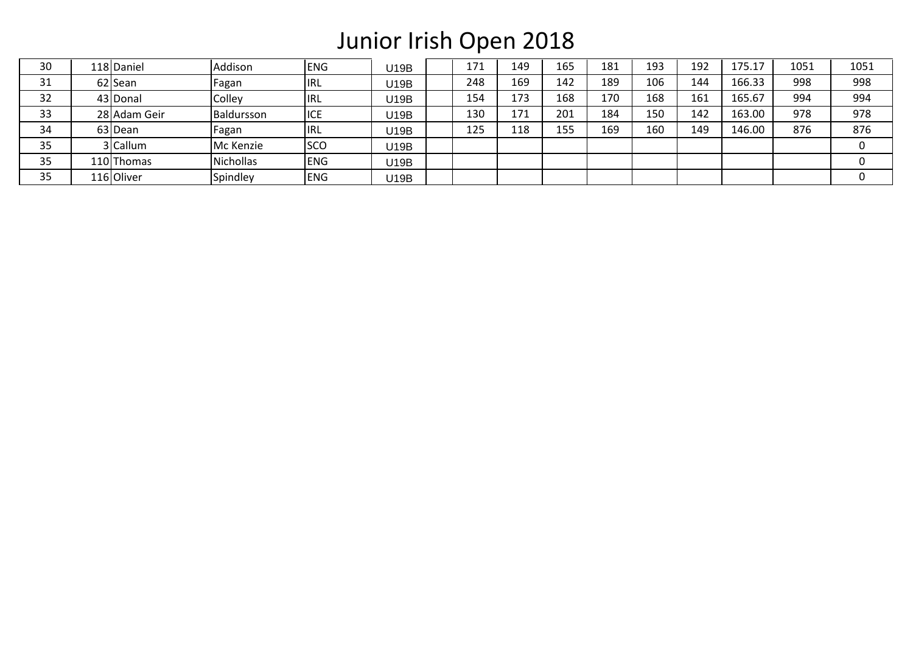# Junior Irish Open 2018

| | | | | | | | | | | | | | | | |
|---|---|---|---|---|---|---|---|---|---|---|---|---|---|---|---|
| 30 | 118 | Daniel | Addison | ENG | U19B | | 171 | 149 | 165 | 181 | 193 | 192 | 175.17 | 1051 | 1051 |
| 31 | 62 | Sean | Fagan | IRL | U19B | | 248 | 169 | 142 | 189 | 106 | 144 | 166.33 | 998 | 998 |
| 32 | 43 | Donal | Colley | IRL | U19B | | 154 | 173 | 168 | 170 | 168 | 161 | 165.67 | 994 | 994 |
| 33 | 28 | Adam Geir | Baldursson | ICE | U19B | | 130 | 171 | 201 | 184 | 150 | 142 | 163.00 | 978 | 978 |
| 34 | 63 | Dean | Fagan | IRL | U19B | | 125 | 118 | 155 | 169 | 160 | 149 | 146.00 | 876 | 876 |
| 35 | 3 | Callum | Mc Kenzie | SCO | U19B | | | | | | | | | | 0 |
| 35 | 110 | Thomas | Nichollas | ENG | U19B | | | | | | | | | | 0 |
| 35 | 116 | Oliver | Spindley | ENG | U19B | | | | | | | | | | 0 |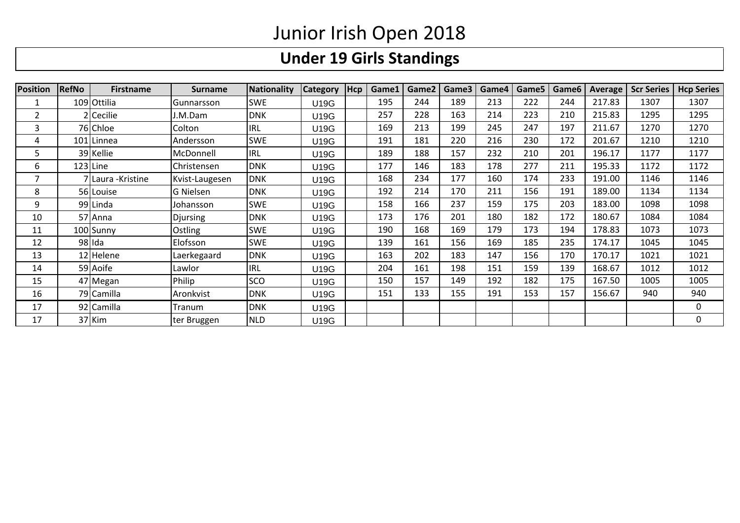# Junior Irish Open 2018

## Under 19 Girls Standings

| Position | RefNo | Firstname | Surname | Nationality | Category | Hcp | Game1 | Game2 | Game3 | Game4 | Game5 | Game6 | Average | Scr Series | Hcp Series |
|---|---|---|---|---|---|---|---|---|---|---|---|---|---|---|---|
| 1 | 109 | Ottilia | Gunnarsson | SWE | U19G | | 195 | 244 | 189 | 213 | 222 | 244 | 217.83 | 1307 | 1307 |
| 2 | 2 | Cecilie | J.M.Dam | DNK | U19G | | 257 | 228 | 163 | 214 | 223 | 210 | 215.83 | 1295 | 1295 |
| 3 | 76 | Chloe | Colton | IRL | U19G | | 169 | 213 | 199 | 245 | 247 | 197 | 211.67 | 1270 | 1270 |
| 4 | 101 | Linnea | Andersson | SWE | U19G | | 191 | 181 | 220 | 216 | 230 | 172 | 201.67 | 1210 | 1210 |
| 5 | 39 | Kellie | McDonnell | IRL | U19G | | 189 | 188 | 157 | 232 | 210 | 201 | 196.17 | 1177 | 1177 |
| 6 | 123 | Line | Christensen | DNK | U19G | | 177 | 146 | 183 | 178 | 277 | 211 | 195.33 | 1172 | 1172 |
| 7 | 7 | Laura -Kristine | Kvist-Laugesen | DNK | U19G | | 168 | 234 | 177 | 160 | 174 | 233 | 191.00 | 1146 | 1146 |
| 8 | 56 | Louise | G Nielsen | DNK | U19G | | 192 | 214 | 170 | 211 | 156 | 191 | 189.00 | 1134 | 1134 |
| 9 | 99 | Linda | Johansson | SWE | U19G | | 158 | 166 | 237 | 159 | 175 | 203 | 183.00 | 1098 | 1098 |
| 10 | 57 | Anna | Djursing | DNK | U19G | | 173 | 176 | 201 | 180 | 182 | 172 | 180.67 | 1084 | 1084 |
| 11 | 100 | Sunny | Ostling | SWE | U19G | | 190 | 168 | 169 | 179 | 173 | 194 | 178.83 | 1073 | 1073 |
| 12 | 98 | Ida | Elofsson | SWE | U19G | | 139 | 161 | 156 | 169 | 185 | 235 | 174.17 | 1045 | 1045 |
| 13 | 12 | Helene | Laerkegaard | DNK | U19G | | 163 | 202 | 183 | 147 | 156 | 170 | 170.17 | 1021 | 1021 |
| 14 | 59 | Aoife | Lawlor | IRL | U19G | | 204 | 161 | 198 | 151 | 159 | 139 | 168.67 | 1012 | 1012 |
| 15 | 47 | Megan | Philip | SCO | U19G | | 150 | 157 | 149 | 192 | 182 | 175 | 167.50 | 1005 | 1005 |
| 16 | 79 | Camilla | Aronkvist | DNK | U19G | | 151 | 133 | 155 | 191 | 153 | 157 | 156.67 | 940 | 940 |
| 17 | 92 | Camilla | Tranum | DNK | U19G | | | | | | | | | | 0 |
| 17 | 37 | Kim | ter Bruggen | NLD | U19G | | | | | | | | | | 0 |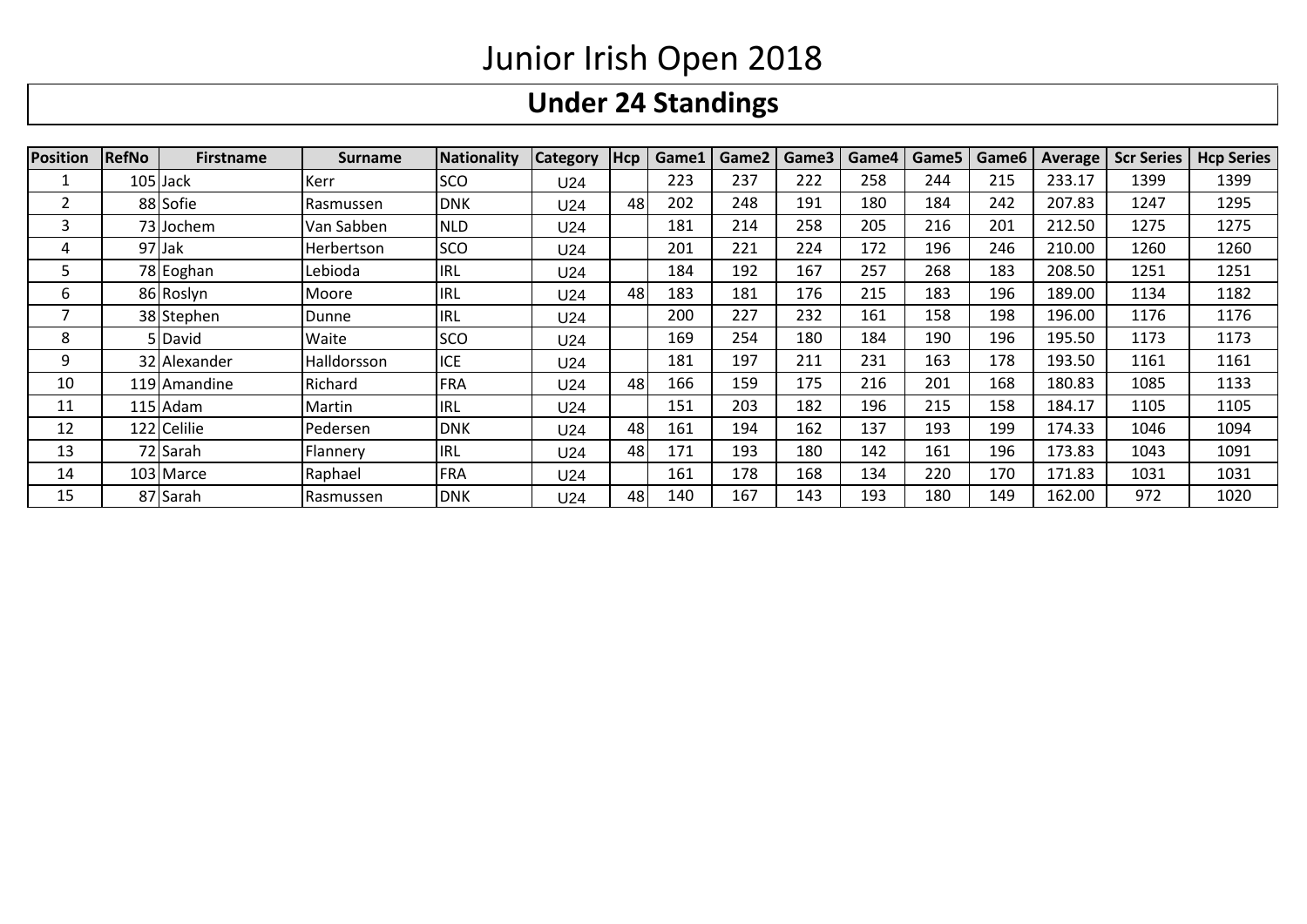# Junior Irish Open 2018

## Under 24 Standings

| Position | RefNo | Firstname | Surname | Nationality | Category | Hcp | Game1 | Game2 | Game3 | Game4 | Game5 | Game6 | Average | Scr Series | Hcp Series |
|---|---|---|---|---|---|---|---|---|---|---|---|---|---|---|---|
| 1 | 105 | Jack | Kerr | SCO | U24 | | 223 | 237 | 222 | 258 | 244 | 215 | 233.17 | 1399 | 1399 |
| 2 | 88 | Sofie | Rasmussen | DNK | U24 | 48 | 202 | 248 | 191 | 180 | 184 | 242 | 207.83 | 1247 | 1295 |
| 3 | 73 | Jochem | Van Sabben | NLD | U24 | | 181 | 214 | 258 | 205 | 216 | 201 | 212.50 | 1275 | 1275 |
| 4 | 97 | Jak | Herbertson | SCO | U24 | | 201 | 221 | 224 | 172 | 196 | 246 | 210.00 | 1260 | 1260 |
| 5 | 78 | Eoghan | Lebioda | IRL | U24 | | 184 | 192 | 167 | 257 | 268 | 183 | 208.50 | 1251 | 1251 |
| 6 | 86 | Roslyn | Moore | IRL | U24 | 48 | 183 | 181 | 176 | 215 | 183 | 196 | 189.00 | 1134 | 1182 |
| 7 | 38 | Stephen | Dunne | IRL | U24 | | 200 | 227 | 232 | 161 | 158 | 198 | 196.00 | 1176 | 1176 |
| 8 | 5 | David | Waite | SCO | U24 | | 169 | 254 | 180 | 184 | 190 | 196 | 195.50 | 1173 | 1173 |
| 9 | 32 | Alexander | Halldorsson | ICE | U24 | | 181 | 197 | 211 | 231 | 163 | 178 | 193.50 | 1161 | 1161 |
| 10 | 119 | Amandine | Richard | FRA | U24 | 48 | 166 | 159 | 175 | 216 | 201 | 168 | 180.83 | 1085 | 1133 |
| 11 | 115 | Adam | Martin | IRL | U24 | | 151 | 203 | 182 | 196 | 215 | 158 | 184.17 | 1105 | 1105 |
| 12 | 122 | Celilie | Pedersen | DNK | U24 | 48 | 161 | 194 | 162 | 137 | 193 | 199 | 174.33 | 1046 | 1094 |
| 13 | 72 | Sarah | Flannery | IRL | U24 | 48 | 171 | 193 | 180 | 142 | 161 | 196 | 173.83 | 1043 | 1091 |
| 14 | 103 | Marce | Raphael | FRA | U24 | | 161 | 178 | 168 | 134 | 220 | 170 | 171.83 | 1031 | 1031 |
| 15 | 87 | Sarah | Rasmussen | DNK | U24 | 48 | 140 | 167 | 143 | 193 | 180 | 149 | 162.00 | 972 | 1020 |